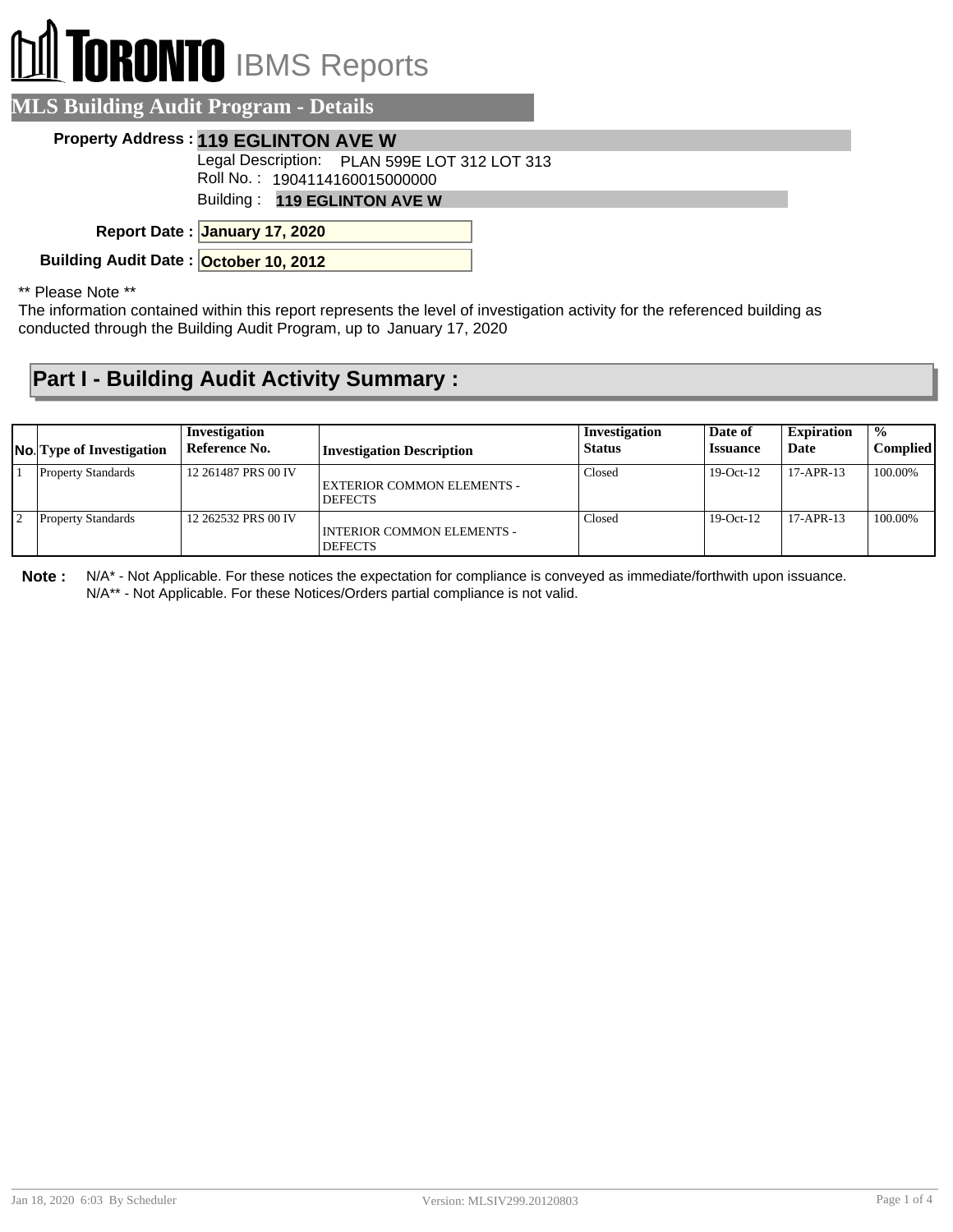# TORONTO IBMS Reports

## MLS Building Audit Program - Details

**Property Address :** **119 EGLINTON AVE W**

Legal Description: PLAN 599E LOT 312 LOT 313

Roll No. : 1904114160015000000

Building : **119 EGLINTON AVE W**

**Report Date :** **January 17, 2020**

**Building Audit Date :** **October 10, 2012**

** Please Note **

The information contained within this report represents the level of investigation activity for the referenced building as conducted through the Building Audit Program, up to January 17, 2020

## Part I - Building Audit Activity Summary :

| No. | Type of Investigation | Investigation Reference No. | Investigation Description | Investigation Status | Date of Issuance | Expiration Date | % Complied |
|---|---|---|---|---|---|---|---|
| 1 | Property Standards | 12 261487 PRS 00 IV | EXTERIOR COMMON ELEMENTS - DEFECTS | Closed | 19-Oct-12 | 17-APR-13 | 100.00% |
| 2 | Property Standards | 12 262532 PRS 00 IV | INTERIOR COMMON ELEMENTS - DEFECTS | Closed | 19-Oct-12 | 17-APR-13 | 100.00% |

**Note :** N/A* - Not Applicable. For these notices the expectation for compliance is conveyed as immediate/forthwith upon issuance.
N/A** - Not Applicable. For these Notices/Orders partial compliance is not valid.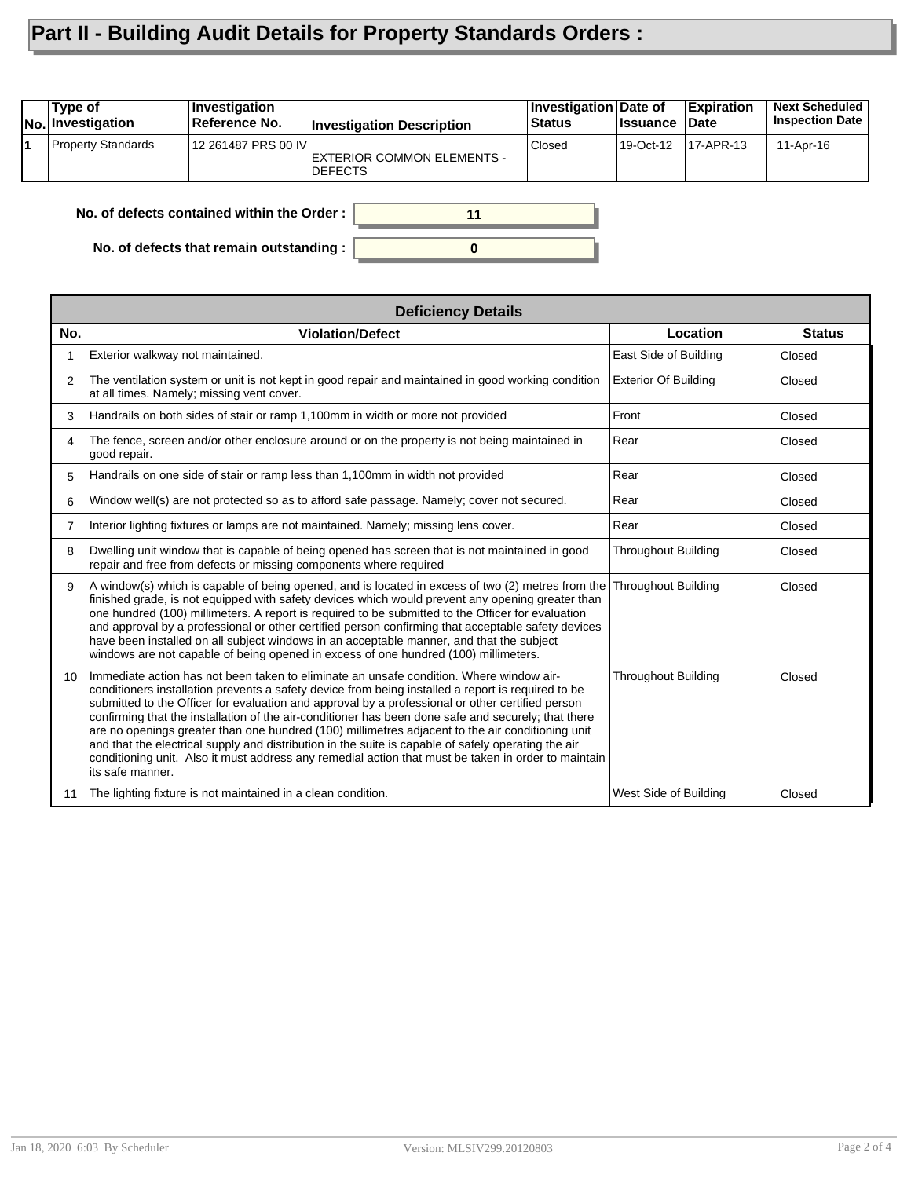# Part II - Building Audit Details for Property Standards Orders :

| No. | Type of Investigation | Investigation Reference No. | Investigation Description | Investigation Status | Date of Issuance | Expiration Date | Next Scheduled Inspection Date |
|---|---|---|---|---|---|---|---|
| 1 | Property Standards | 12 261487 PRS 00 IV | EXTERIOR COMMON ELEMENTS - DEFECTS | Closed | 19-Oct-12 | 17-APR-13 | 11-Apr-16 |

**No. of defects contained within the Order :** 11

**No. of defects that remain outstanding :** 0

**Deficiency Details**

| No. | Violation/Defect | Location | Status |
|---|---|---|---|
| 1 | Exterior walkway not maintained. | East Side of Building | Closed |
| 2 | The ventilation system or unit is not kept in good repair and maintained in good working condition at all times. Namely; missing vent cover. | Exterior Of Building | Closed |
| 3 | Handrails on both sides of stair or ramp 1,100mm in width or more not provided | Front | Closed |
| 4 | The fence, screen and/or other enclosure around or on the property is not being maintained in good repair. | Rear | Closed |
| 5 | Handrails on one side of stair or ramp less than 1,100mm in width not provided | Rear | Closed |
| 6 | Window well(s) are not protected so as to afford safe passage. Namely; cover not secured. | Rear | Closed |
| 7 | Interior lighting fixtures or lamps are not maintained. Namely; missing lens cover. | Rear | Closed |
| 8 | Dwelling unit window that is capable of being opened has screen that is not maintained in good repair and free from defects or missing components where required | Throughout Building | Closed |
| 9 | A window(s) which is capable of being opened, and is located in excess of two (2) metres from the finished grade, is not equipped with safety devices which would prevent any opening greater than one hundred (100) millimeters. A report is required to be submitted to the Officer for evaluation and approval by a professional or other certified person confirming that acceptable safety devices have been installed on all subject windows in an acceptable manner, and that the subject windows are not capable of being opened in excess of one hundred (100) millimeters. | Throughout Building | Closed |
| 10 | Immediate action has not been taken to eliminate an unsafe condition. Where window air-conditioners installation prevents a safety device from being installed a report is required to be submitted to the Officer for evaluation and approval by a professional or other certified person confirming that the installation of the air-conditioner has been done safe and securely; that there are no openings greater than one hundred (100) millimetres adjacent to the air conditioning unit and that the electrical supply and distribution in the suite is capable of safely operating the air conditioning unit. Also it must address any remedial action that must be taken in order to maintain its safe manner. | Throughout Building | Closed |
| 11 | The lighting fixture is not maintained in a clean condition. | West Side of Building | Closed |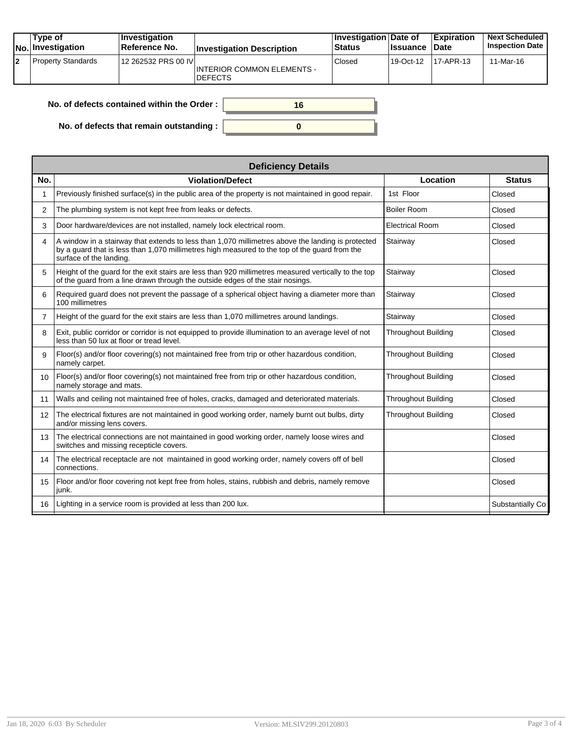| No. | Type of Investigation | Investigation Reference No. | Investigation Description | Investigation Status | Date of Issuance | Expiration Date | Next Scheduled Inspection Date |
|---|---|---|---|---|---|---|---|
| 2 | Property Standards | 12 262532 PRS 00 IV | INTERIOR COMMON ELEMENTS - DEFECTS | Closed | 19-Oct-12 | 17-APR-13 | 11-Mar-16 |

**No. of defects contained within the Order :** 16

**No. of defects that remain outstanding :** 0

| Deficiency Details | | | |
|---|---|---|---|
| **No.** | **Violation/Defect** | **Location** | **Status** |
| 1 | Previously finished surface(s) in the public area of the property is not maintained in good repair. | 1st Floor | Closed |
| 2 | The plumbing system is not kept free from leaks or defects. | Boiler Room | Closed |
| 3 | Door hardware/devices are not installed, namely lock electrical room. | Electrical Room | Closed |
| 4 | A window in a stairway that extends to less than 1,070 millimetres above the landing is protected by a guard that is less than 1,070 millimetres high measured to the top of the guard from the surface of the landing. | Stairway | Closed |
| 5 | Height of the guard for the exit stairs are less than 920 millimetres measured vertically to the top of the guard from a line drawn through the outside edges of the stair nosings. | Stairway | Closed |
| 6 | Required guard does not prevent the passage of a spherical object having a diameter more than 100 millimetres | Stairway | Closed |
| 7 | Height of the guard for the exit stairs are less than 1,070 millimetres around landings. | Stairway | Closed |
| 8 | Exit, public corridor or corridor is not equipped to provide illumination to an average level of not less than 50 lux at floor or tread level. | Throughout Building | Closed |
| 9 | Floor(s) and/or floor covering(s) not maintained free from trip or other hazardous condition, namely carpet. | Throughout Building | Closed |
| 10 | Floor(s) and/or floor covering(s) not maintained free from trip or other hazardous condition, namely storage and mats. | Throughout Building | Closed |
| 11 | Walls and ceiling not maintained free of holes, cracks, damaged and deteriorated materials. | Throughout Building | Closed |
| 12 | The electrical fixtures are not maintained in good working order, namely burnt out bulbs, dirty and/or missing lens covers. | Throughout Building | Closed |
| 13 | The electrical connections are not maintained in good working order, namely loose wires and switches and missing recepticle covers. | | Closed |
| 14 | The electrical receptacle are not maintained in good working order, namely covers off of bell connections. | | Closed |
| 15 | Floor and/or floor covering not kept free from holes, stains, rubbish and debris, namely remove junk. | | Closed |
| 16 | Lighting in a service room is provided at less than 200 lux. | | Substantially Co |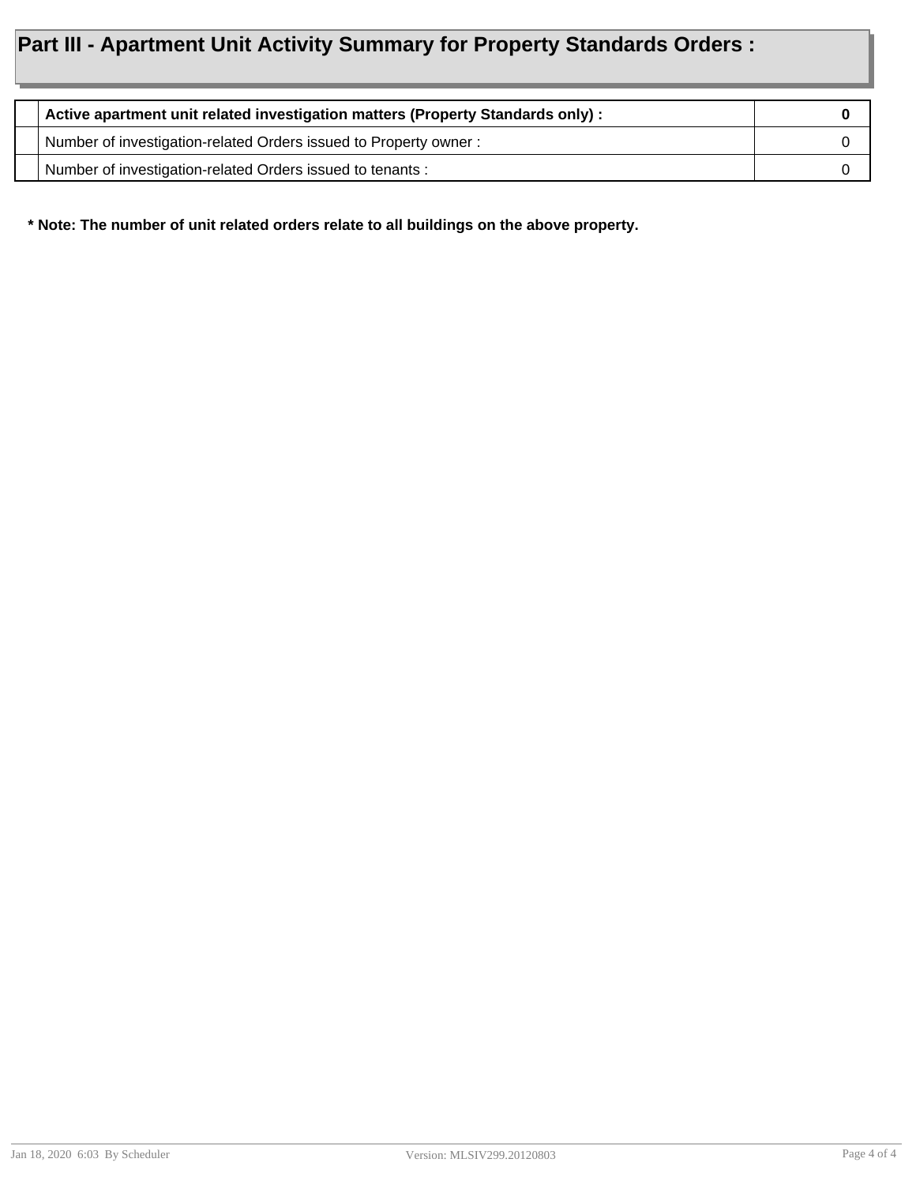## Part III - Apartment Unit Activity Summary for Property Standards Orders :

| | | |
|---|---|---|
| | **Active apartment unit related investigation matters (Property Standards only) :** | **0** |
| | Number of investigation-related Orders issued to Property owner : | 0 |
| | Number of investigation-related Orders issued to tenants : | 0 |

**\* Note: The number of unit related orders relate to all buildings on the above property.**

Jan 18, 2020 6:03 By Scheduler    Version: MLSIV299.20120803